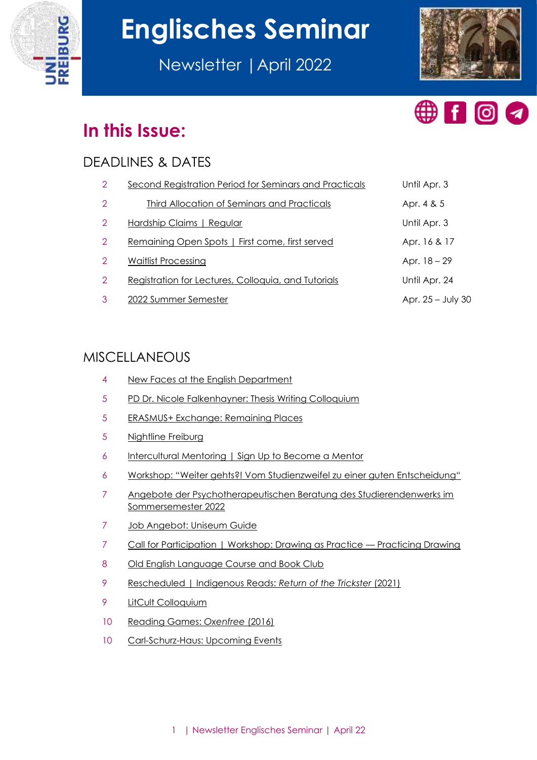# Englisches Seminar

Newsletter | April 2022

## In this Issue:

### DEADLINES & DATES

| Page | Item | Date |
|---|---|---|
| 2 | Second Registration Period for Seminars and Practicals | Until Apr. 3 |
| 2 | Third Allocation of Seminars and Practicals | Apr. 4 & 5 |
| 2 | Hardship Claims \| Regular | Until Apr. 3 |
| 2 | Remaining Open Spots \| First come, first served | Apr. 16 & 17 |
| 2 | Waitlist Processing | Apr. 18 – 29 |
| 2 | Registration for Lectures, Colloquia, and Tutorials | Until Apr. 24 |
| 3 | 2022 Summer Semester | Apr. 25 – July 30 |

### MISCELLANEOUS

| Page | Item |
|---|---|
| 4 | New Faces at the English Department |
| 5 | PD Dr. Nicole Falkenhayner: Thesis Writing Colloquium |
| 5 | ERASMUS+ Exchange: Remaining Places |
| 5 | Nightline Freiburg |
| 6 | Intercultural Mentoring \| Sign Up to Become a Mentor |
| 6 | Workshop: "Weiter gehts?! Vom Studienzweifel zu einer guten Entscheidung" |
| 7 | Angebote der Psychotherapeutischen Beratung des Studierendenwerks im Sommersemester 2022 |
| 7 | Job Angebot: Uniseum Guide |
| 7 | Call for Participation \| Workshop: Drawing as Practice — Practicing Drawing |
| 8 | Old English Language Course and Book Club |
| 9 | Rescheduled \| Indigenous Reads: *Return of the Trickster* (2021) |
| 9 | LitCult Colloquium |
| 10 | Reading Games: *Oxenfree* (2016) |
| 10 | Carl-Schurz-Haus: Upcoming Events |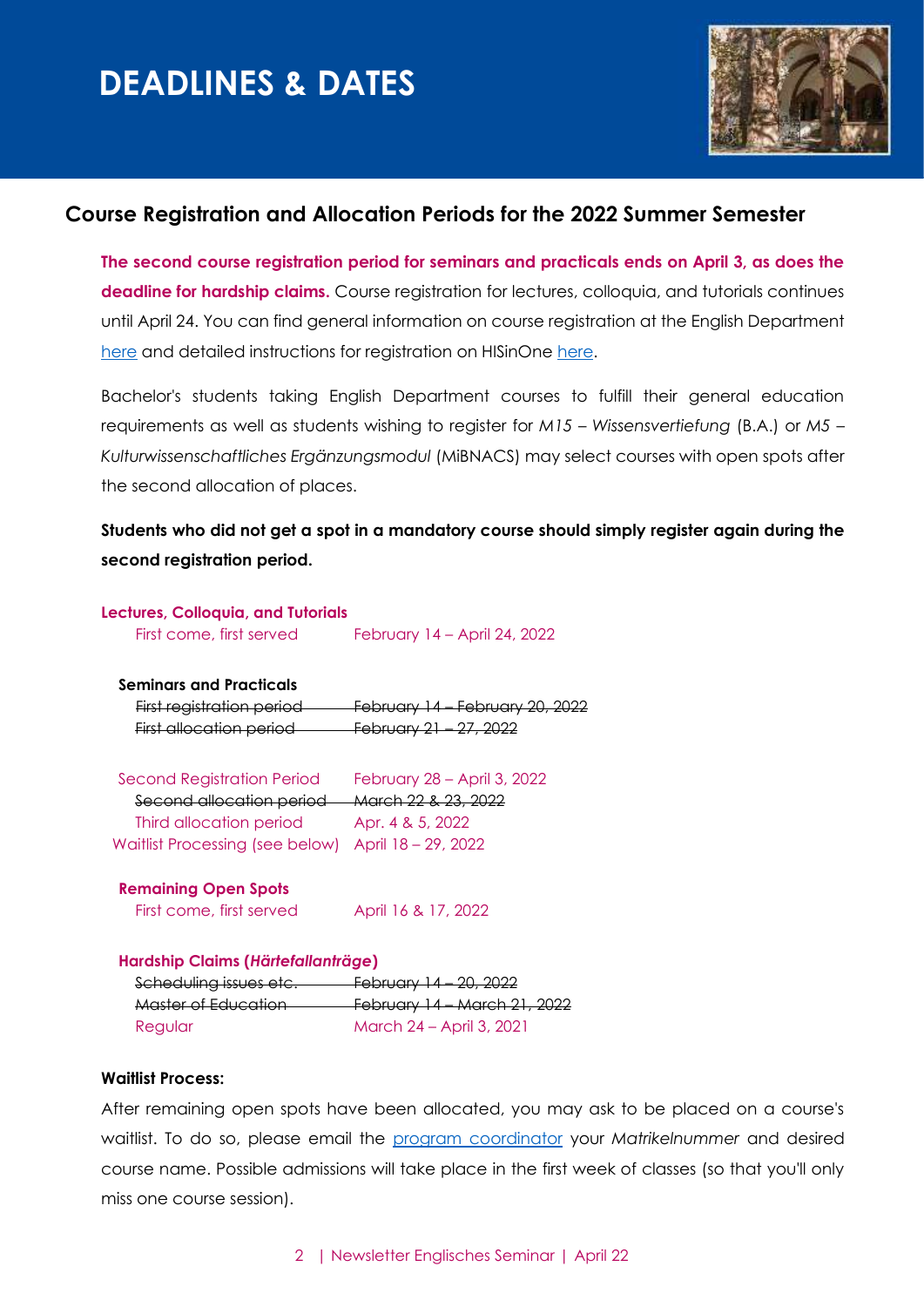# DEADLINES & DATES

## Course Registration and Allocation Periods for the 2022 Summer Semester

**The second course registration period for seminars and practicals ends on April 3, as does the deadline for hardship claims.** Course registration for lectures, colloquia, and tutorials continues until April 24. You can find general information on course registration at the English Department here and detailed instructions for registration on HISinOne here.

Bachelor's students taking English Department courses to fulfill their general education requirements as well as students wishing to register for *M15 – Wissensvertiefung* (B.A.) or *M5 – Kulturwissenschaftliches Ergänzungsmodul* (MiBNACS) may select courses with open spots after the second allocation of places.

**Students who did not get a spot in a mandatory course should simply register again during the second registration period.**

**Lectures, Colloquia, and Tutorials**

| | |
|---|---|
| First come, first served | February 14 – April 24, 2022 |

**Seminars and Practicals**

| | |
|---|---|
| ~~First registration period~~ | ~~February 14 – February 20, 2022~~ |
| ~~First allocation period~~ | ~~February 21 – 27, 2022~~ |
| Second Registration Period | February 28 – April 3, 2022 |
| ~~Second allocation period~~ | ~~March 22 & 23, 2022~~ |
| Third allocation period | Apr. 4 & 5, 2022 |
| Waitlist Processing (see below) | April 18 – 29, 2022 |

**Remaining Open Spots**

| | |
|---|---|
| First come, first served | April 16 & 17, 2022 |

**Hardship Claims (*Härtefallanträge*)**

| | |
|---|---|
| ~~Scheduling issues etc.~~ | ~~February 14 – 20, 2022~~ |
| ~~Master of Education~~ | ~~February 14 – March 21, 2022~~ |
| Regular | March 24 – April 3, 2021 |

**Waitlist Process:**

After remaining open spots have been allocated, you may ask to be placed on a course's waitlist. To do so, please email the program coordinator your *Matrikelnummer* and desired course name. Possible admissions will take place in the first week of classes (so that you'll only miss one course session).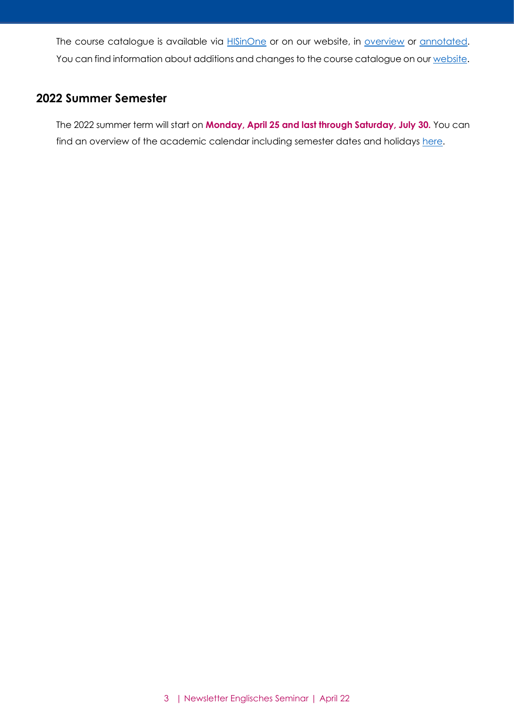The course catalogue is available via HISinOne or on our website, in overview or annotated. You can find information about additions and changes to the course catalogue on our website.

## 2022 Summer Semester

The 2022 summer term will start on **Monday, April 25 and last through Saturday, July 30.** You can find an overview of the academic calendar including semester dates and holidays here.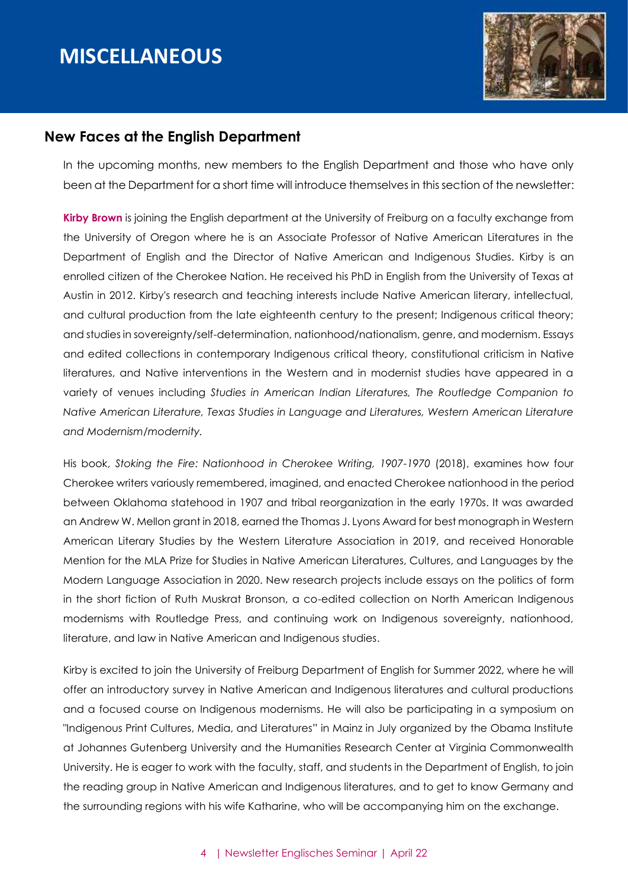# MISCELLANEOUS

## New Faces at the English Department

In the upcoming months, new members to the English Department and those who have only been at the Department for a short time will introduce themselves in this section of the newsletter:

**Kirby Brown** is joining the English department at the University of Freiburg on a faculty exchange from the University of Oregon where he is an Associate Professor of Native American Literatures in the Department of English and the Director of Native American and Indigenous Studies. Kirby is an enrolled citizen of the Cherokee Nation. He received his PhD in English from the University of Texas at Austin in 2012. Kirby's research and teaching interests include Native American literary, intellectual, and cultural production from the late eighteenth century to the present; Indigenous critical theory; and studies in sovereignty/self-determination, nationhood/nationalism, genre, and modernism. Essays and edited collections in contemporary Indigenous critical theory, constitutional criticism in Native literatures, and Native interventions in the Western and in modernist studies have appeared in a variety of venues including *Studies in American Indian Literatures, The Routledge Companion to Native American Literature, Texas Studies in Language and Literatures, Western American Literature and Modernism/modernity.*

His book, *Stoking the Fire: Nationhood in Cherokee Writing, 1907-1970* (2018), examines how four Cherokee writers variously remembered, imagined, and enacted Cherokee nationhood in the period between Oklahoma statehood in 1907 and tribal reorganization in the early 1970s. It was awarded an Andrew W. Mellon grant in 2018, earned the Thomas J. Lyons Award for best monograph in Western American Literary Studies by the Western Literature Association in 2019, and received Honorable Mention for the MLA Prize for Studies in Native American Literatures, Cultures, and Languages by the Modern Language Association in 2020. New research projects include essays on the politics of form in the short fiction of Ruth Muskrat Bronson, a co-edited collection on North American Indigenous modernisms with Routledge Press, and continuing work on Indigenous sovereignty, nationhood, literature, and law in Native American and Indigenous studies.

Kirby is excited to join the University of Freiburg Department of English for Summer 2022, where he will offer an introductory survey in Native American and Indigenous literatures and cultural productions and a focused course on Indigenous modernisms. He will also be participating in a symposium on "Indigenous Print Cultures, Media, and Literatures" in Mainz in July organized by the Obama Institute at Johannes Gutenberg University and the Humanities Research Center at Virginia Commonwealth University. He is eager to work with the faculty, staff, and students in the Department of English, to join the reading group in Native American and Indigenous literatures, and to get to know Germany and the surrounding regions with his wife Katharine, who will be accompanying him on the exchange.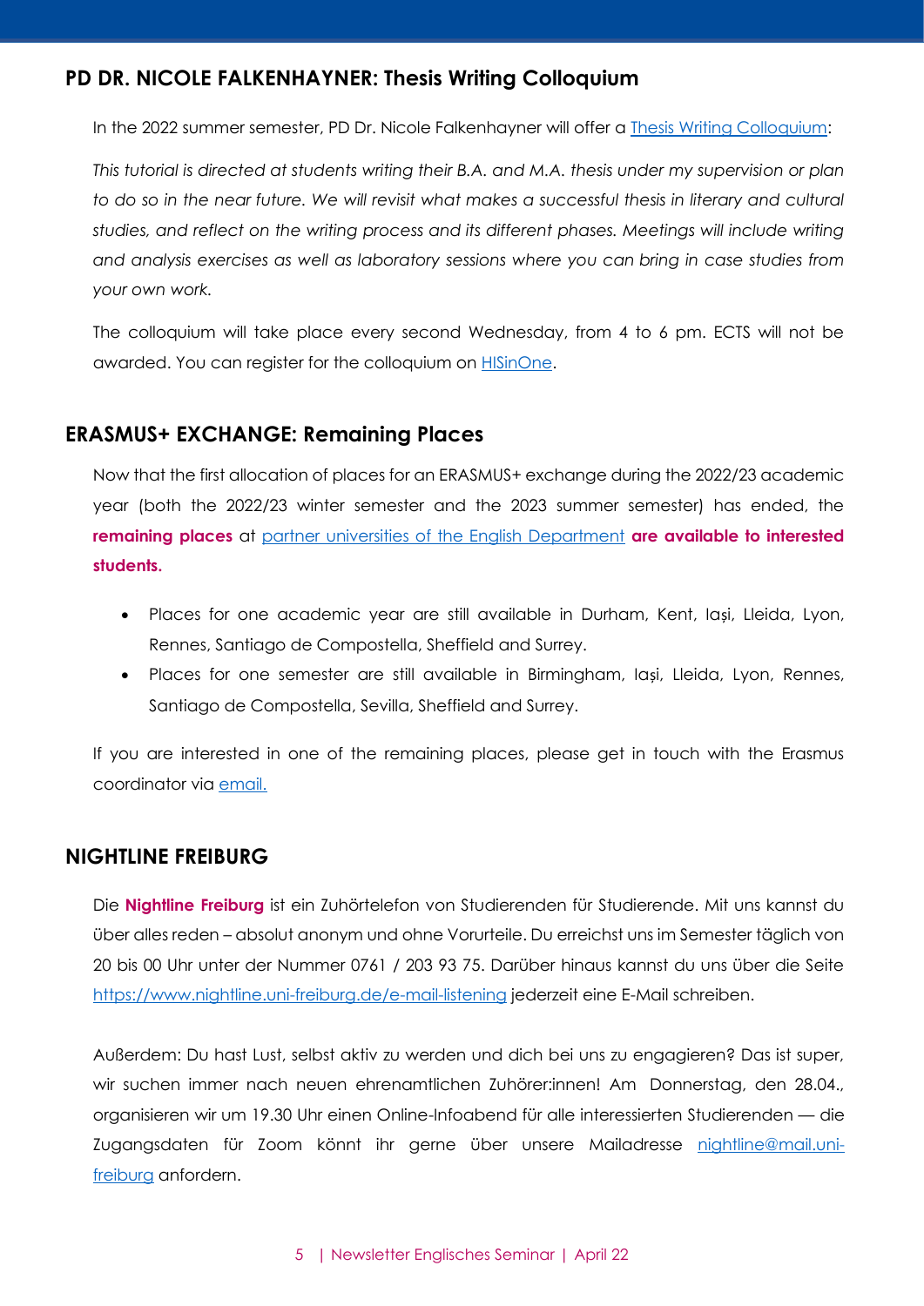## PD DR. NICOLE FALKENHAYNER: Thesis Writing Colloquium

In the 2022 summer semester, PD Dr. Nicole Falkenhayner will offer a Thesis Writing Colloquium:

*This tutorial is directed at students writing their B.A. and M.A. thesis under my supervision or plan to do so in the near future. We will revisit what makes a successful thesis in literary and cultural studies, and reflect on the writing process and its different phases. Meetings will include writing and analysis exercises as well as laboratory sessions where you can bring in case studies from your own work.*

The colloquium will take place every second Wednesday, from 4 to 6 pm. ECTS will not be awarded. You can register for the colloquium on HISinOne.

## ERASMUS+ EXCHANGE: Remaining Places

Now that the first allocation of places for an ERASMUS+ exchange during the 2022/23 academic year (both the 2022/23 winter semester and the 2023 summer semester) has ended, the **remaining places** at partner universities of the English Department **are available to interested students.**

- Places for one academic year are still available in Durham, Kent, Iași, Lleida, Lyon, Rennes, Santiago de Compostella, Sheffield and Surrey.
- Places for one semester are still available in Birmingham, Iași, Lleida, Lyon, Rennes, Santiago de Compostella, Sevilla, Sheffield and Surrey.

If you are interested in one of the remaining places, please get in touch with the Erasmus coordinator via email.

## NIGHTLINE FREIBURG

Die **Nightline Freiburg** ist ein Zuhörtelefon von Studierenden für Studierende. Mit uns kannst du über alles reden – absolut anonym und ohne Vorurteile. Du erreichst uns im Semester täglich von 20 bis 00 Uhr unter der Nummer 0761 / 203 93 75. Darüber hinaus kannst du uns über die Seite https://www.nightline.uni-freiburg.de/e-mail-listening jederzeit eine E-Mail schreiben.

Außerdem: Du hast Lust, selbst aktiv zu werden und dich bei uns zu engagieren? Das ist super, wir suchen immer nach neuen ehrenamtlichen Zuhörer:innen! Am Donnerstag, den 28.04., organisieren wir um 19.30 Uhr einen Online-Infoabend für alle interessierten Studierenden — die Zugangsdaten für Zoom könnt ihr gerne über unsere Mailadresse nightline@mail.uni-freiburg anfordern.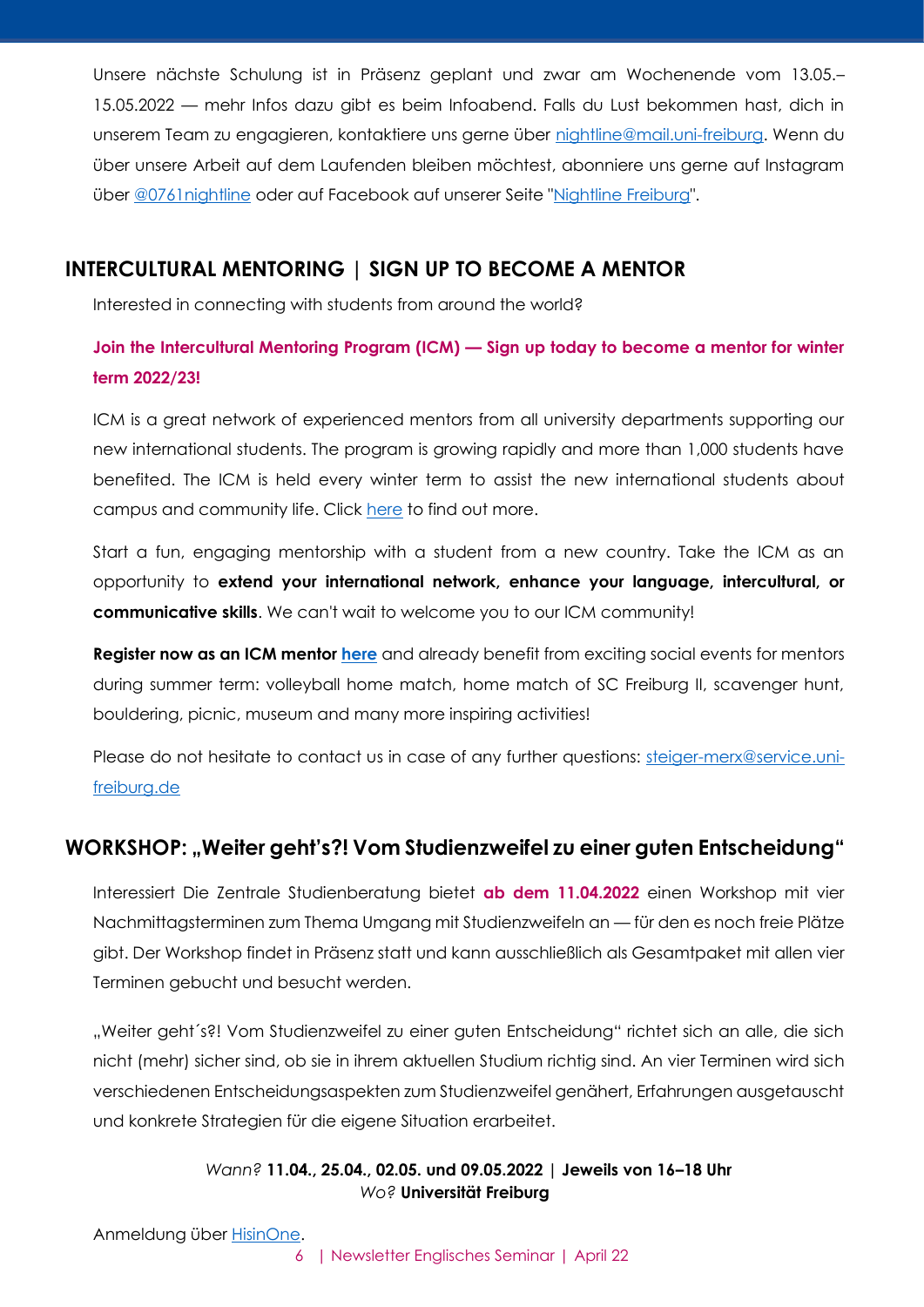Unsere nächste Schulung ist in Präsenz geplant und zwar am Wochenende vom 13.05.–15.05.2022 — mehr Infos dazu gibt es beim Infoabend. Falls du Lust bekommen hast, dich in unserem Team zu engagieren, kontaktiere uns gerne über nightline@mail.uni-freiburg. Wenn du über unsere Arbeit auf dem Laufenden bleiben möchtest, abonniere uns gerne auf Instagram über @0761nightline oder auf Facebook auf unserer Seite "Nightline Freiburg".

## INTERCULTURAL MENTORING | SIGN UP TO BECOME A MENTOR

Interested in connecting with students from around the world?

**Join the Intercultural Mentoring Program (ICM) — Sign up today to become a mentor for winter term 2022/23!**

ICM is a great network of experienced mentors from all university departments supporting our new international students. The program is growing rapidly and more than 1,000 students have benefited. The ICM is held every winter term to assist the new international students about campus and community life. Click here to find out more.

Start a fun, engaging mentorship with a student from a new country. Take the ICM as an opportunity to **extend your international network, enhance your language, intercultural, or communicative skills**. We can't wait to welcome you to our ICM community!

**Register now as an ICM mentor here** and already benefit from exciting social events for mentors during summer term: volleyball home match, home match of SC Freiburg II, scavenger hunt, bouldering, picnic, museum and many more inspiring activities!

Please do not hesitate to contact us in case of any further questions: steiger-merx@service.uni-freiburg.de

## WORKSHOP: „Weiter geht's?! Vom Studienzweifel zu einer guten Entscheidung"

Interessiert Die Zentrale Studienberatung bietet **ab dem 11.04.2022** einen Workshop mit vier Nachmittagsterminen zum Thema Umgang mit Studienzweifeln an — für den es noch freie Plätze gibt. Der Workshop findet in Präsenz statt und kann ausschließlich als Gesamtpaket mit allen vier Terminen gebucht und besucht werden.

„Weiter geht´s?! Vom Studienzweifel zu einer guten Entscheidung" richtet sich an alle, die sich nicht (mehr) sicher sind, ob sie in ihrem aktuellen Studium richtig sind. An vier Terminen wird sich verschiedenen Entscheidungsaspekten zum Studienzweifel genähert, Erfahrungen ausgetauscht und konkrete Strategien für die eigene Situation erarbeitet.

*Wann?* **11.04., 25.04., 02.05. und 09.05.2022 | Jeweils von 16–18 Uhr**
*Wo?* **Universität Freiburg**

Anmeldung über HisinOne.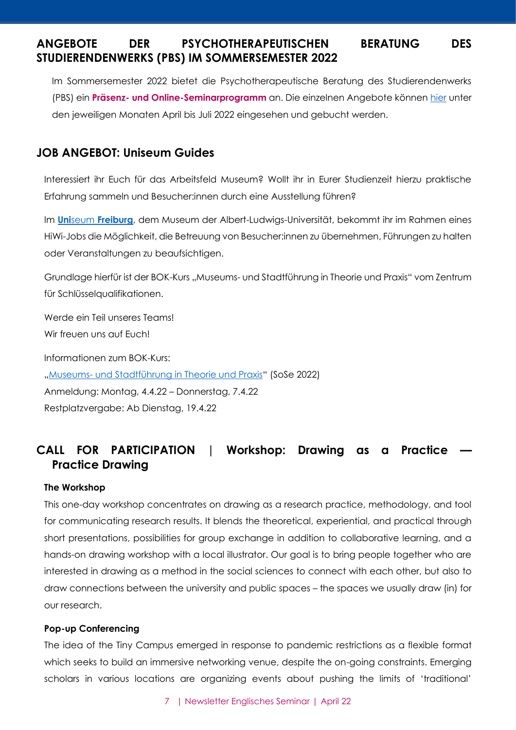## ANGEBOTE DER PSYCHOTHERAPEUTISCHEN BERATUNG DES STUDIERENDENWERKS (PBS) IM SOMMERSEMESTER 2022

Im Sommersemester 2022 bietet die Psychotherapeutische Beratung des Studierendenwerks (PBS) ein **Präsenz- und Online-Seminarprogramm** an. Die einzelnen Angebote können hier unter den jeweiligen Monaten April bis Juli 2022 eingesehen und gebucht werden.

## JOB ANGEBOT: Uniseum Guides

Interessiert ihr Euch für das Arbeitsfeld Museum? Wollt ihr in Eurer Studienzeit hierzu praktische Erfahrung sammeln und Besucher:innen durch eine Ausstellung führen?

Im **Uni**seum **Freiburg**, dem Museum der Albert-Ludwigs-Universität, bekommt ihr im Rahmen eines HiWi-Jobs die Möglichkeit, die Betreuung von Besucher:innen zu übernehmen, Führungen zu halten oder Veranstaltungen zu beaufsichtigen.

Grundlage hierfür ist der BOK-Kurs „Museums- und Stadtführung in Theorie und Praxis" vom Zentrum für Schlüsselqualifikationen.

Werde ein Teil unseres Teams!
Wir freuen uns auf Euch!

Informationen zum BOK-Kurs:
„Museums- und Stadtführung in Theorie und Praxis" (SoSe 2022)
Anmeldung: Montag, 4.4.22 – Donnerstag, 7.4.22
Restplatzvergabe: Ab Dienstag, 19.4.22

## CALL FOR PARTICIPATION | Workshop: Drawing as a Practice — Practice Drawing

**The Workshop**

This one-day workshop concentrates on drawing as a research practice, methodology, and tool for communicating research results. It blends the theoretical, experiential, and practical through short presentations, possibilities for group exchange in addition to collaborative learning, and a hands-on drawing workshop with a local illustrator. Our goal is to bring people together who are interested in drawing as a method in the social sciences to connect with each other, but also to draw connections between the university and public spaces – the spaces we usually draw (in) for our research.

**Pop-up Conferencing**

The idea of the Tiny Campus emerged in response to pandemic restrictions as a flexible format which seeks to build an immersive networking venue, despite the on-going constraints. Emerging scholars in various locations are organizing events about pushing the limits of 'traditional'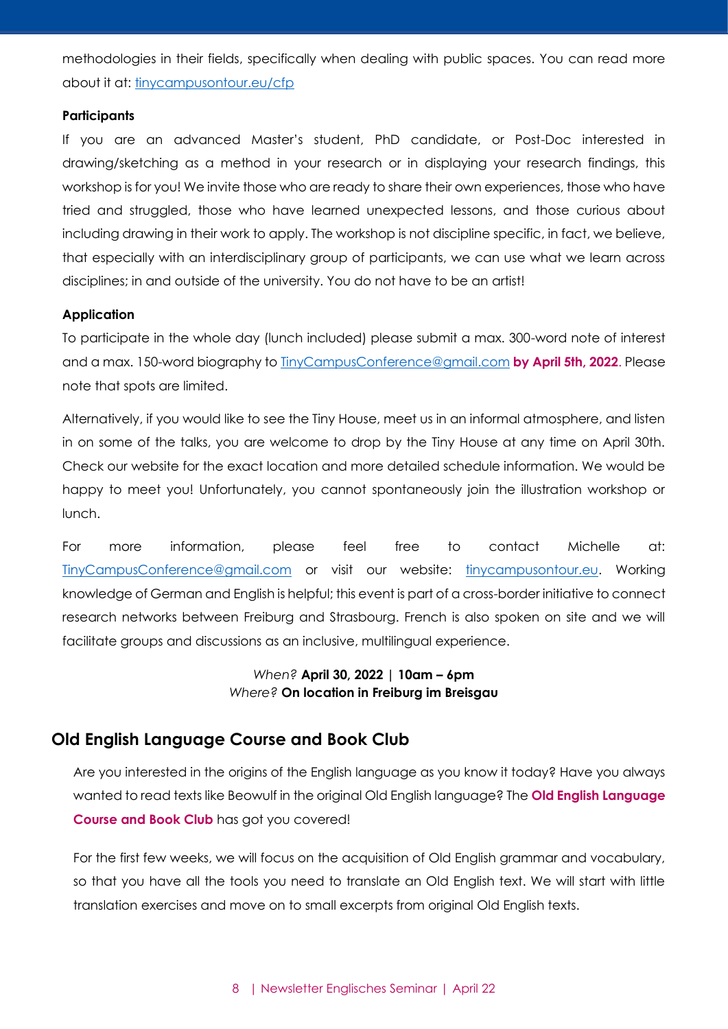methodologies in their fields, specifically when dealing with public spaces. You can read more about it at: [tinycampusontour.eu/cfp](tinycampusontour.eu/cfp)

**Participants**

If you are an advanced Master's student, PhD candidate, or Post-Doc interested in drawing/sketching as a method in your research or in displaying your research findings, this workshop is for you! We invite those who are ready to share their own experiences, those who have tried and struggled, those who have learned unexpected lessons, and those curious about including drawing in their work to apply. The workshop is not discipline specific, in fact, we believe, that especially with an interdisciplinary group of participants, we can use what we learn across disciplines; in and outside of the university. You do not have to be an artist!

**Application**

To participate in the whole day (lunch included) please submit a max. 300-word note of interest and a max. 150-word biography to [TinyCampusConference@gmail.com](mailto:TinyCampusConference@gmail.com) **by April 5th, 2022**. Please note that spots are limited.

Alternatively, if you would like to see the Tiny House, meet us in an informal atmosphere, and listen in on some of the talks, you are welcome to drop by the Tiny House at any time on April 30th. Check our website for the exact location and more detailed schedule information. We would be happy to meet you! Unfortunately, you cannot spontaneously join the illustration workshop or lunch.

For more information, please feel free to contact Michelle at: [TinyCampusConference@gmail.com](mailto:TinyCampusConference@gmail.com) or visit our website: [tinycampusontour.eu](tinycampusontour.eu). Working knowledge of German and English is helpful; this event is part of a cross-border initiative to connect research networks between Freiburg and Strasbourg. French is also spoken on site and we will facilitate groups and discussions as an inclusive, multilingual experience.

*When?* **April 30, 2022 | 10am – 6pm**
*Where?* **On location in Freiburg im Breisgau**

## Old English Language Course and Book Club

Are you interested in the origins of the English language as you know it today? Have you always wanted to read texts like Beowulf in the original Old English language? The **Old English Language Course and Book Club** has got you covered!

For the first few weeks, we will focus on the acquisition of Old English grammar and vocabulary, so that you have all the tools you need to translate an Old English text. We will start with little translation exercises and move on to small excerpts from original Old English texts.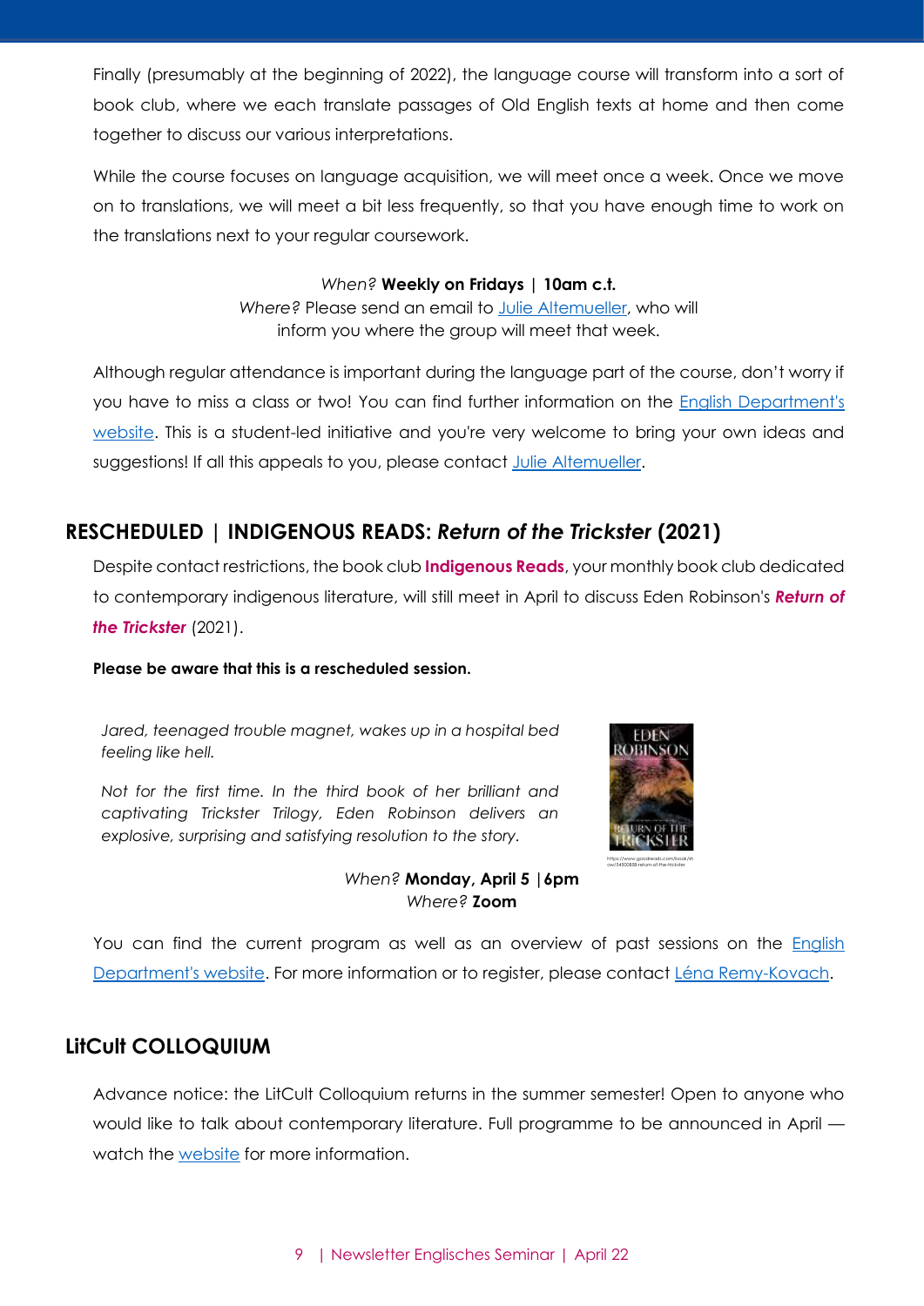Finally (presumably at the beginning of 2022), the language course will transform into a sort of book club, where we each translate passages of Old English texts at home and then come together to discuss our various interpretations.

While the course focuses on language acquisition, we will meet once a week. Once we move on to translations, we will meet a bit less frequently, so that you have enough time to work on the translations next to your regular coursework.

*When?* **Weekly on Fridays | 10am c.t.**
*Where?* Please send an email to Julie Altemueller, who will inform you where the group will meet that week.

Although regular attendance is important during the language part of the course, don't worry if you have to miss a class or two! You can find further information on the English Department's website. This is a student-led initiative and you're very welcome to bring your own ideas and suggestions! If all this appeals to you, please contact Julie Altemueller.

## RESCHEDULED | INDIGENOUS READS: *Return of the Trickster* (2021)

Despite contact restrictions, the book club **Indigenous Reads**, your monthly book club dedicated to contemporary indigenous literature, will still meet in April to discuss Eden Robinson's ***Return of the Trickster*** (2021).

**Please be aware that this is a rescheduled session.**

*Jared, teenaged trouble magnet, wakes up in a hospital bed feeling like hell.*

*Not for the first time. In the third book of her brilliant and captivating Trickster Trilogy, Eden Robinson delivers an explosive, surprising and satisfying resolution to the story.*

https://www.goodreads.com/book/show/54500858-return-of-the-trickster

*When?* **Monday, April 5 | 6pm**
*Where?* **Zoom**

You can find the current program as well as an overview of past sessions on the English Department's website. For more information or to register, please contact Léna Remy-Kovach.

## LitCult COLLOQUIUM

Advance notice: the LitCult Colloquium returns in the summer semester! Open to anyone who would like to talk about contemporary literature. Full programme to be announced in April — watch the website for more information.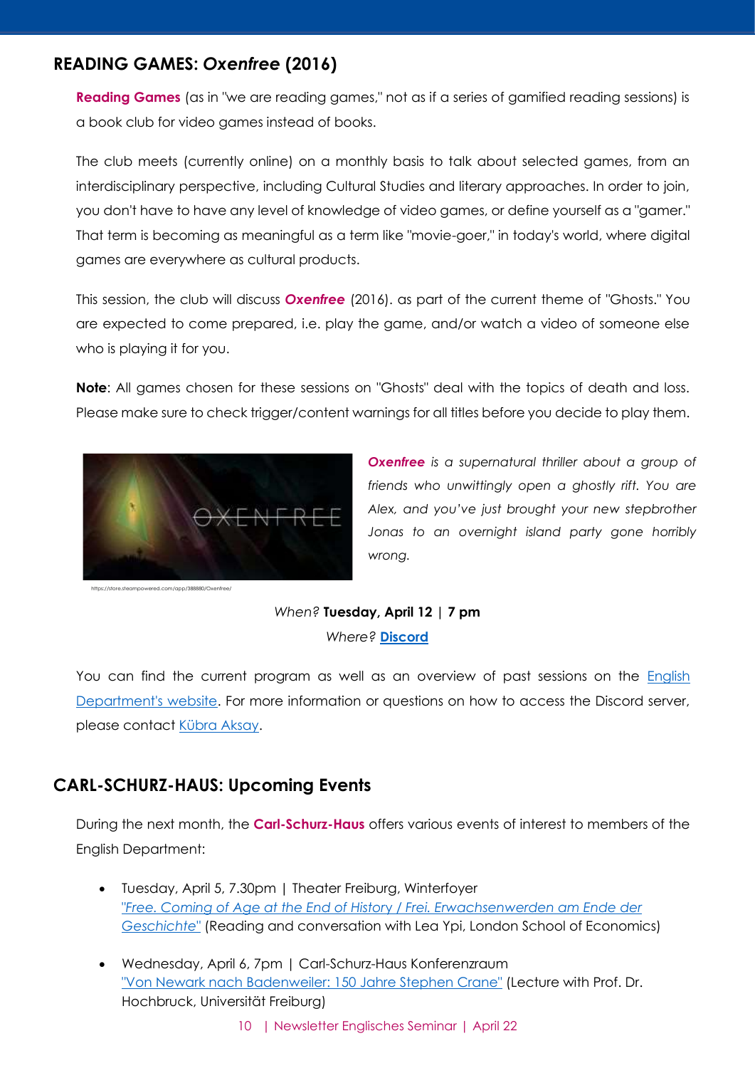## READING GAMES: *Oxenfree* (2016)

**Reading Games** (as in "we are reading games," not as if a series of gamified reading sessions) is a book club for video games instead of books.

The club meets (currently online) on a monthly basis to talk about selected games, from an interdisciplinary perspective, including Cultural Studies and literary approaches. In order to join, you don't have to have any level of knowledge of video games, or define yourself as a "gamer." That term is becoming as meaningful as a term like "movie-goer," in today's world, where digital games are everywhere as cultural products.

This session, the club will discuss ***Oxenfree*** (2016). as part of the current theme of "Ghosts." You are expected to come prepared, i.e. play the game, and/or watch a video of someone else who is playing it for you.

**Note**: All games chosen for these sessions on "Ghosts" deal with the topics of death and loss. Please make sure to check trigger/content warnings for all titles before you decide to play them.

https://store.steampowered.com/app/388880/Oxenfree/

***Oxenfree*** *is a supernatural thriller about a group of friends who unwittingly open a ghostly rift. You are Alex, and you've just brought your new stepbrother Jonas to an overnight island party gone horribly wrong.*

*When?* **Tuesday, April 12 | 7 pm**
*Where?* **[Discord]**

You can find the current program as well as an overview of past sessions on the [English Department's website]. For more information or questions on how to access the Discord server, please contact [Kübra Aksay].

## CARL-SCHURZ-HAUS: Upcoming Events

During the next month, the **Carl-Schurz-Haus** offers various events of interest to members of the English Department:

- Tuesday, April 5, 7.30pm | Theater Freiburg, Winterfoyer
  *"Free. Coming of Age at the End of History / Frei. Erwachsenwerden am Ende der Geschichte"* (Reading and conversation with Lea Ypi, London School of Economics)

- Wednesday, April 6, 7pm | Carl-Schurz-Haus Konferenzraum
  "Von Newark nach Badenweiler: 150 Jahre Stephen Crane" (Lecture with Prof. Dr. Hochbruck, Universität Freiburg)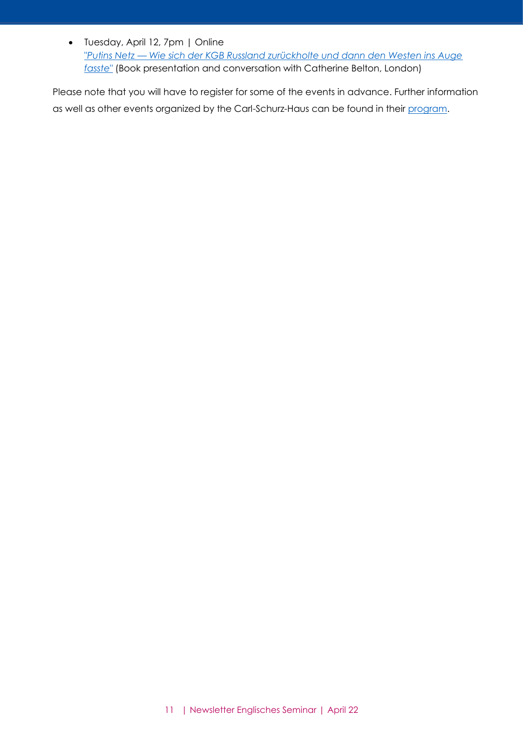- Tuesday, April 12, 7pm | Online
  *"Putins Netz — Wie sich der KGB Russland zurückholte und dann den Westen ins Auge fasste"* (Book presentation and conversation with Catherine Belton, London)

Please note that you will have to register for some of the events in advance. Further information as well as other events organized by the Carl-Schurz-Haus can be found in their program.